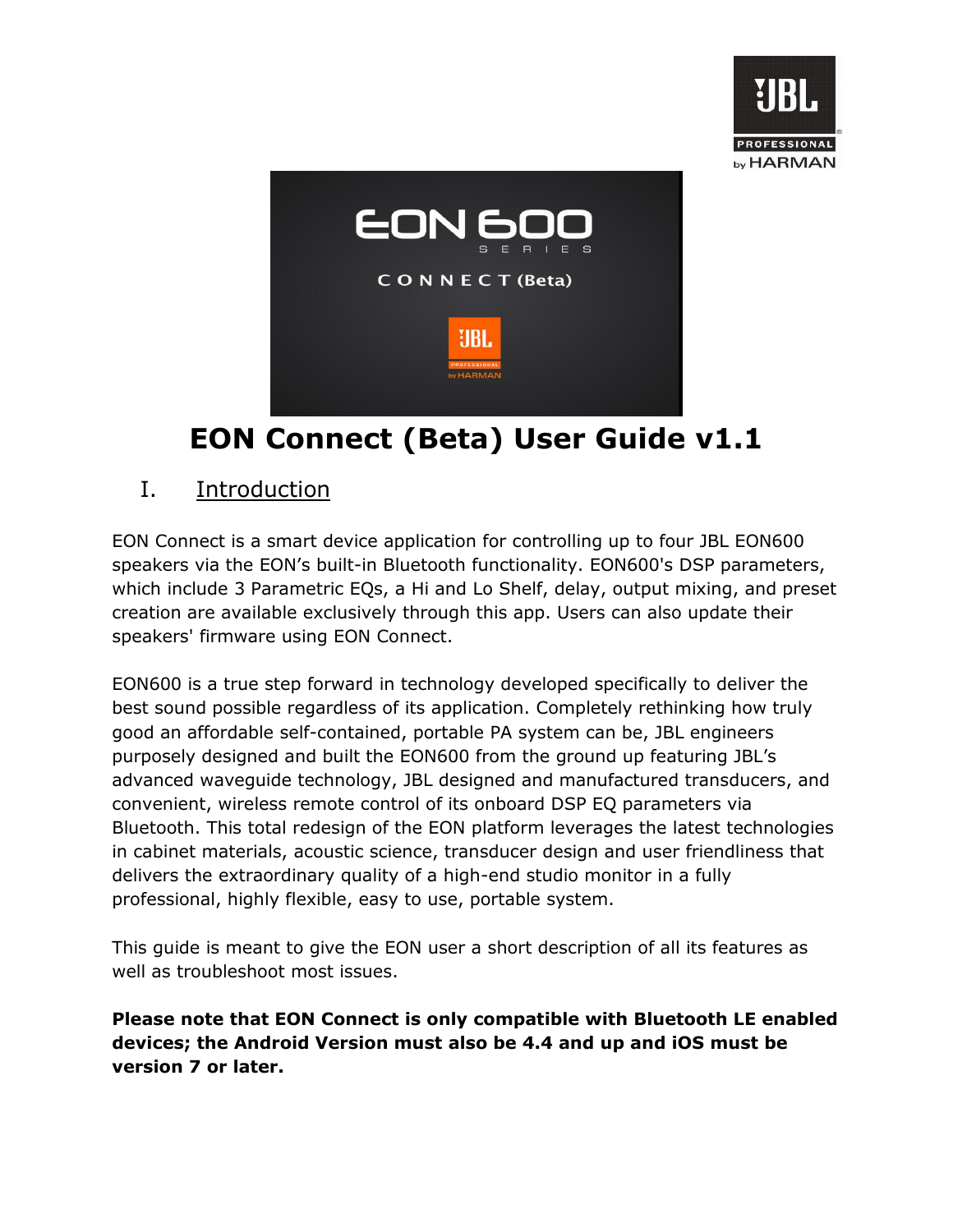# EON Connect (Beta) User Guide v1.1

## I. Introduction

EON Connect is a smart device application for controlling up to four JBL EON600 speakers via the EON's built-in Bluetooth functionality. EON600's DSP parameters, which include 3 Parametric EQs, a Hi and Lo Shelf, delay, output mixing, and preset creation are available exclusively through this app. Users can also update their speakers' firmware using EON Connect.

EON600 is a true step forward in technology developed specifically to deliver the best sound possible regardless of its application. Completely rethinking how truly good an affordable self-contained, portable PA system can be, JBL engineers purposely designed and built the EON600 from the ground up featuring JBL's advanced waveguide technology, JBL designed and manufactured transducers, and convenient, wireless remote control of its onboard DSP EQ parameters via Bluetooth. This total redesign of the EON platform leverages the latest technologies in cabinet materials, acoustic science, transducer design and user friendliness that delivers the extraordinary quality of a high-end studio monitor in a fully professional, highly flexible, easy to use, portable system.

This guide is meant to give the EON user a short description of all its features as well as troubleshoot most issues.

**Please note that EON Connect is only compatible with Bluetooth LE enabled devices; the Android Version must also be 4.4 and up and iOS must be version 7 or later.**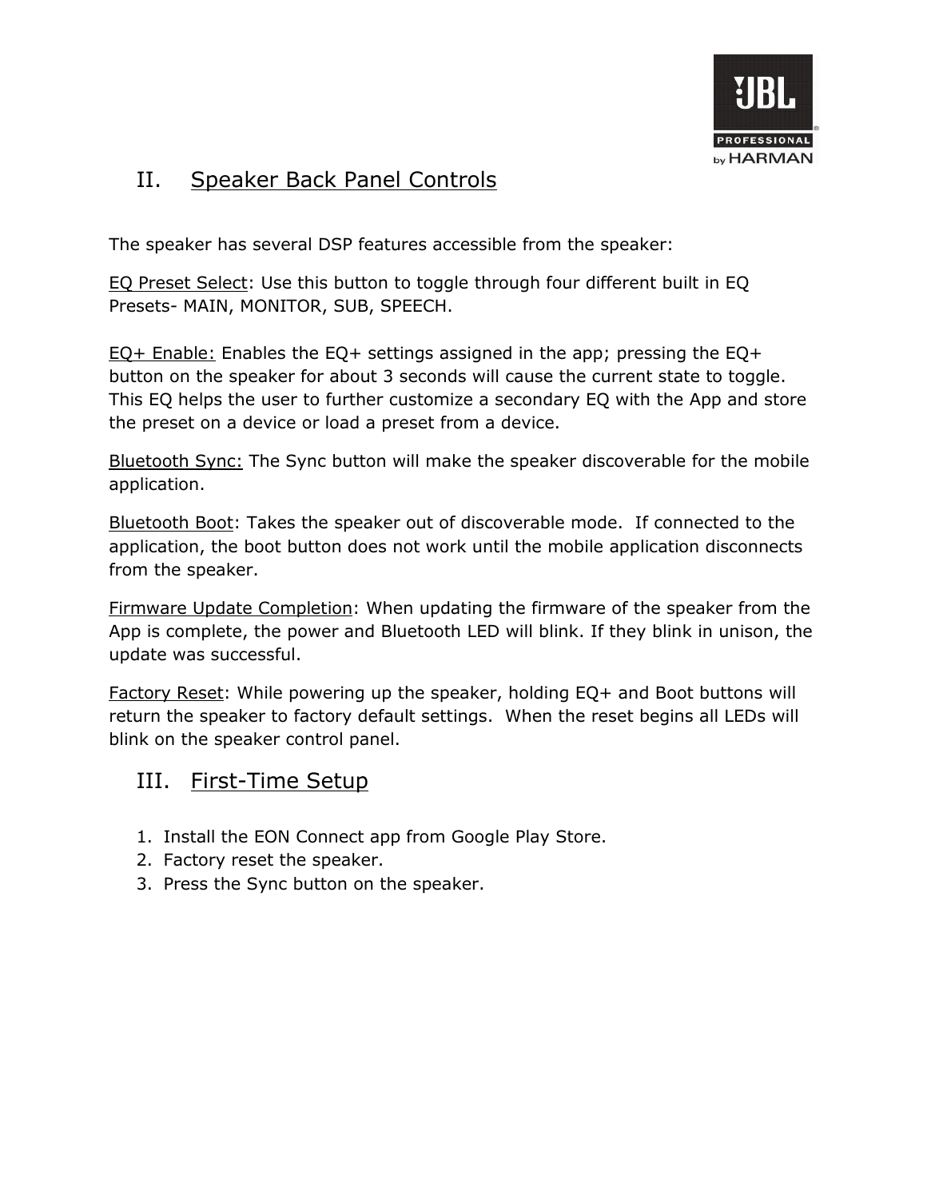## II. Speaker Back Panel Controls

The speaker has several DSP features accessible from the speaker:

EQ Preset Select: Use this button to toggle through four different built in EQ Presets- MAIN, MONITOR, SUB, SPEECH.

EQ+ Enable: Enables the EQ+ settings assigned in the app; pressing the EQ+ button on the speaker for about 3 seconds will cause the current state to toggle. This EQ helps the user to further customize a secondary EQ with the App and store the preset on a device or load a preset from a device.

Bluetooth Sync: The Sync button will make the speaker discoverable for the mobile application.

Bluetooth Boot: Takes the speaker out of discoverable mode. If connected to the application, the boot button does not work until the mobile application disconnects from the speaker.

Firmware Update Completion: When updating the firmware of the speaker from the App is complete, the power and Bluetooth LED will blink. If they blink in unison, the update was successful.

Factory Reset: While powering up the speaker, holding EQ+ and Boot buttons will return the speaker to factory default settings. When the reset begins all LEDs will blink on the speaker control panel.

## III. First-Time Setup

1. Install the EON Connect app from Google Play Store.
2. Factory reset the speaker.
3. Press the Sync button on the speaker.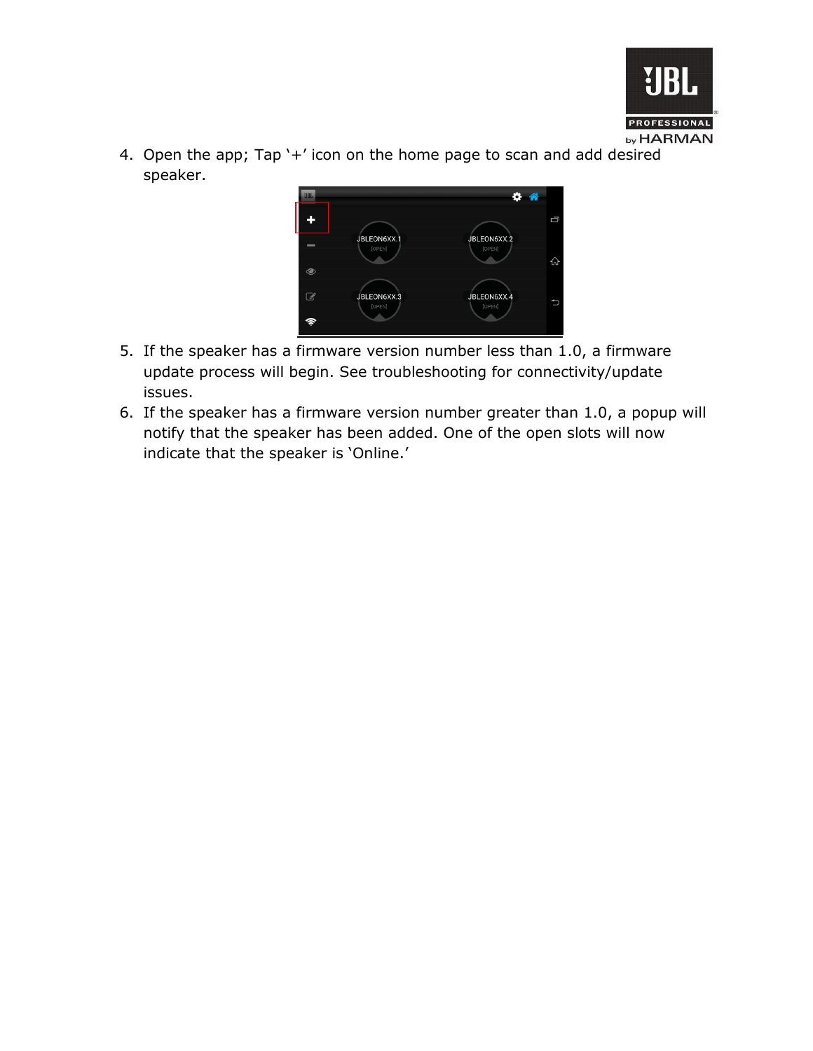4. Open the app; Tap '+' icon on the home page to scan and add desired speaker.

5. If the speaker has a firmware version number less than 1.0, a firmware update process will begin. See troubleshooting for connectivity/update issues.
6. If the speaker has a firmware version number greater than 1.0, a popup will notify that the speaker has been added. One of the open slots will now indicate that the speaker is 'Online.'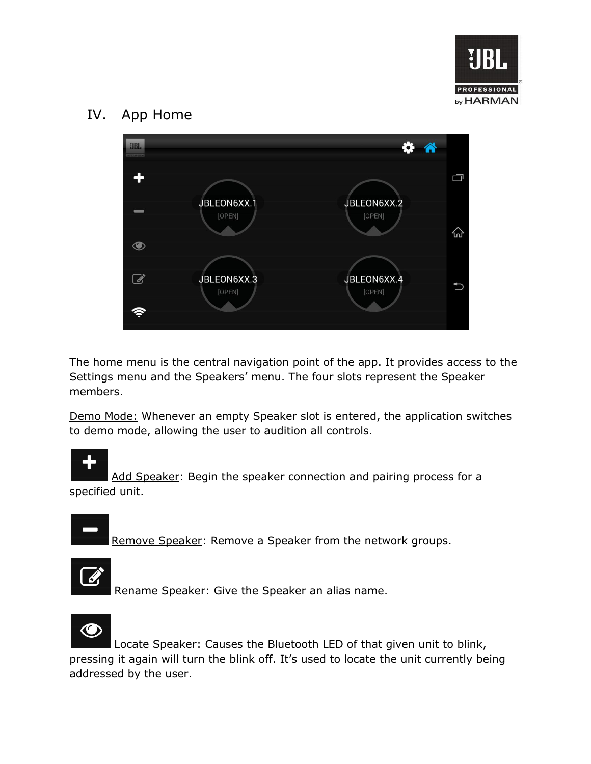## IV. App Home

The home menu is the central navigation point of the app. It provides access to the Settings menu and the Speakers' menu. The four slots represent the Speaker members.

Demo Mode: Whenever an empty Speaker slot is entered, the application switches to demo mode, allowing the user to audition all controls.

Add Speaker: Begin the speaker connection and pairing process for a specified unit.

Remove Speaker: Remove a Speaker from the network groups.

Rename Speaker: Give the Speaker an alias name.

Locate Speaker: Causes the Bluetooth LED of that given unit to blink, pressing it again will turn the blink off. It's used to locate the unit currently being addressed by the user.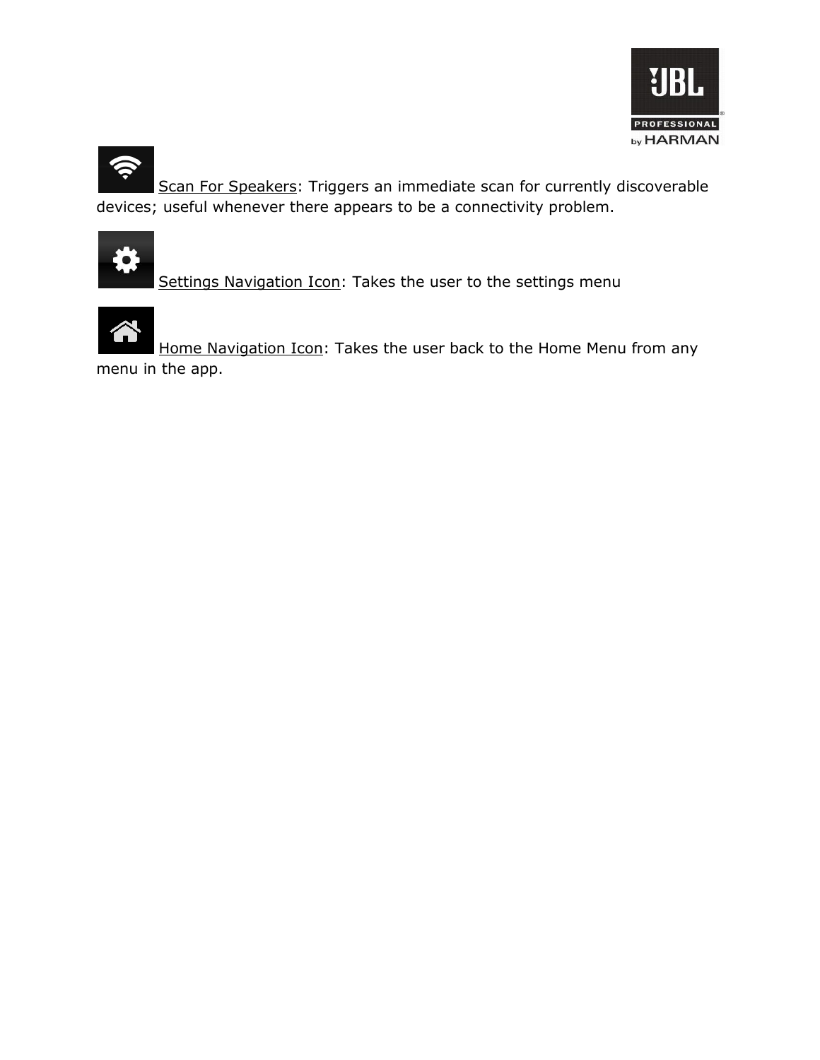<u>Scan For Speakers</u>: Triggers an immediate scan for currently discoverable devices; useful whenever there appears to be a connectivity problem.

<u>Settings Navigation Icon</u>: Takes the user to the settings menu

<u>Home Navigation Icon</u>: Takes the user back to the Home Menu from any menu in the app.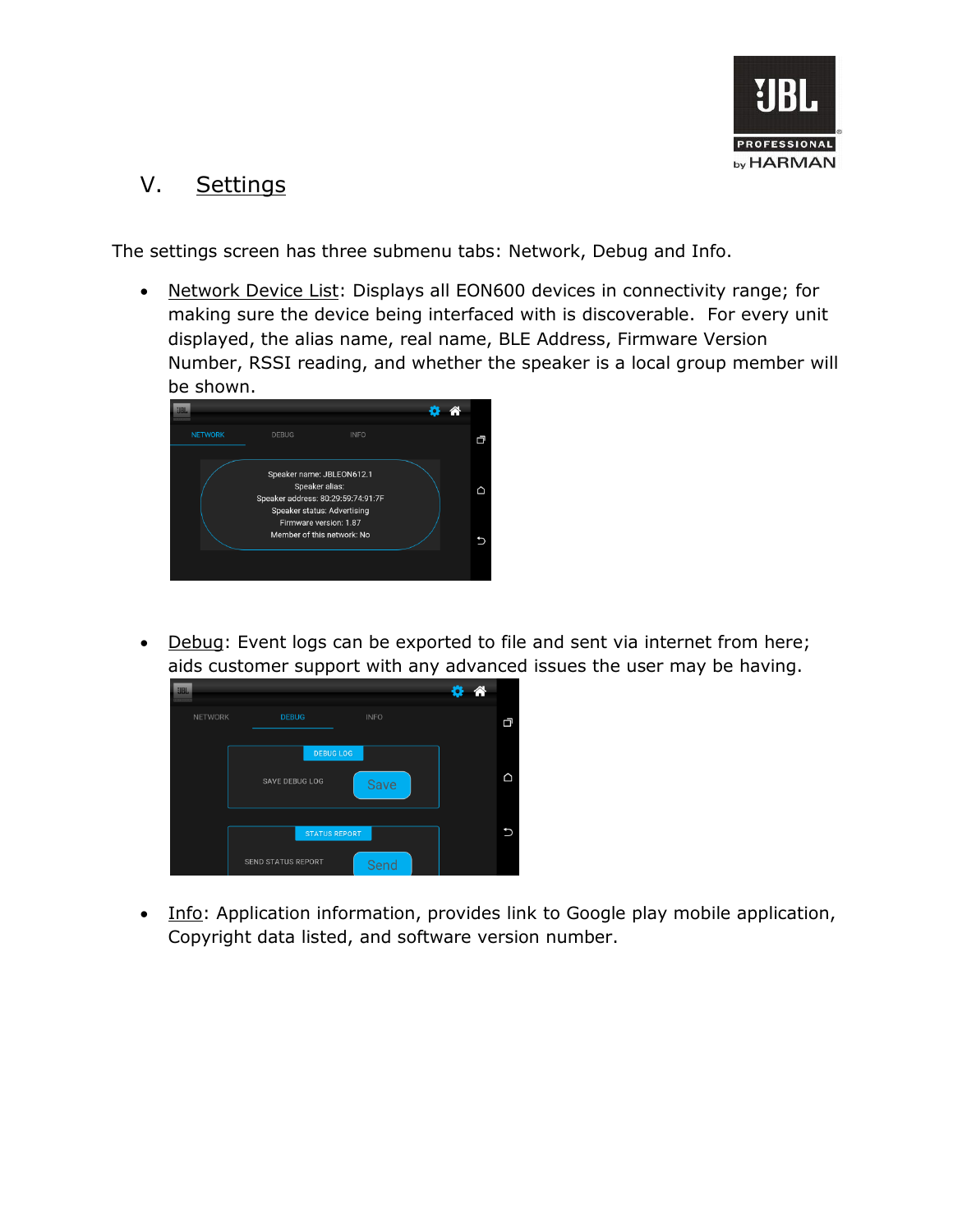## V. Settings

The settings screen has three submenu tabs: Network, Debug and Info.

- Network Device List: Displays all EON600 devices in connectivity range; for making sure the device being interfaced with is discoverable. For every unit displayed, the alias name, real name, BLE Address, Firmware Version Number, RSSI reading, and whether the speaker is a local group member will be shown.

- Debug: Event logs can be exported to file and sent via internet from here; aids customer support with any advanced issues the user may be having.

- Info: Application information, provides link to Google play mobile application, Copyright data listed, and software version number.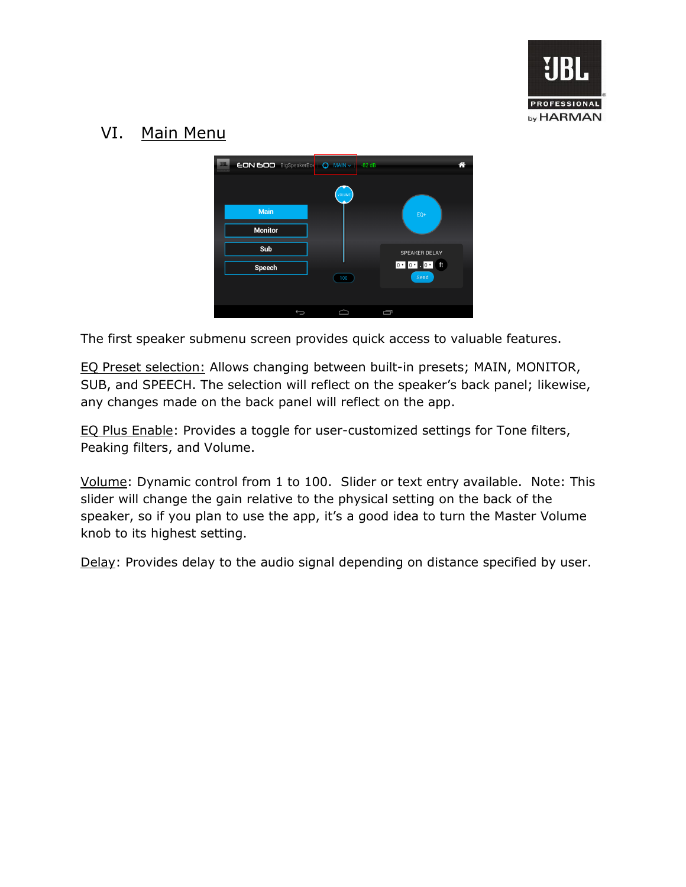## VI. Main Menu

The first speaker submenu screen provides quick access to valuable features.

EQ Preset selection: Allows changing between built-in presets; MAIN, MONITOR, SUB, and SPEECH. The selection will reflect on the speaker's back panel; likewise, any changes made on the back panel will reflect on the app.

EQ Plus Enable: Provides a toggle for user-customized settings for Tone filters, Peaking filters, and Volume.

Volume: Dynamic control from 1 to 100. Slider or text entry available. Note: This slider will change the gain relative to the physical setting on the back of the speaker, so if you plan to use the app, it's a good idea to turn the Master Volume knob to its highest setting.

Delay: Provides delay to the audio signal depending on distance specified by user.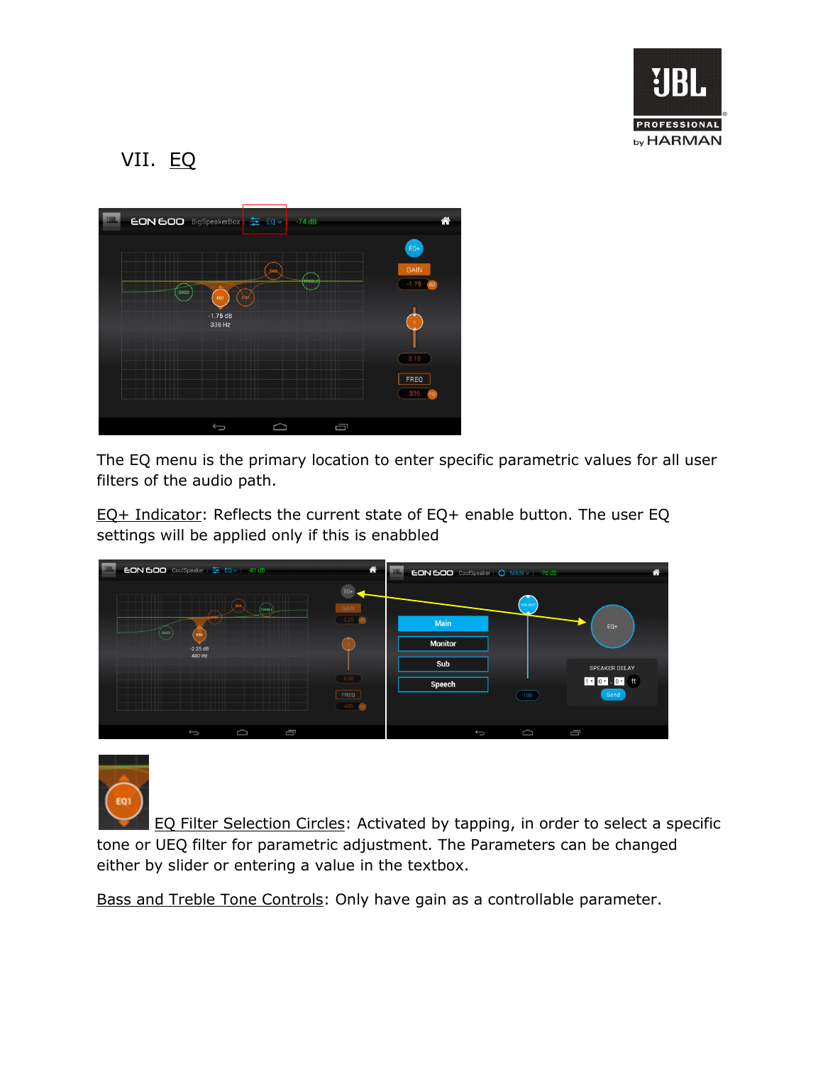## VII. EQ

The EQ menu is the primary location to enter specific parametric values for all user filters of the audio path.

EQ+ Indicator: Reflects the current state of EQ+ enable button. The user EQ settings will be applied only if this is enabbled

EQ Filter Selection Circles: Activated by tapping, in order to select a specific tone or UEQ filter for parametric adjustment. The Parameters can be changed either by slider or entering a value in the textbox.

Bass and Treble Tone Controls: Only have gain as a controllable parameter.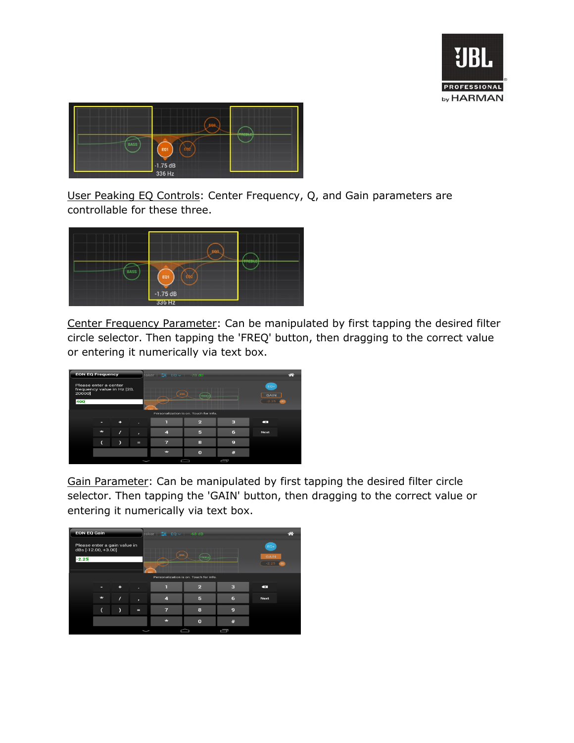User Peaking EQ Controls: Center Frequency, Q, and Gain parameters are controllable for these three.

Center Frequency Parameter: Can be manipulated by first tapping the desired filter circle selector. Then tapping the 'FREQ' button, then dragging to the correct value or entering it numerically via text box.

Gain Parameter: Can be manipulated by first tapping the desired filter circle selector. Then tapping the 'GAIN' button, then dragging to the correct value or entering it numerically via text box.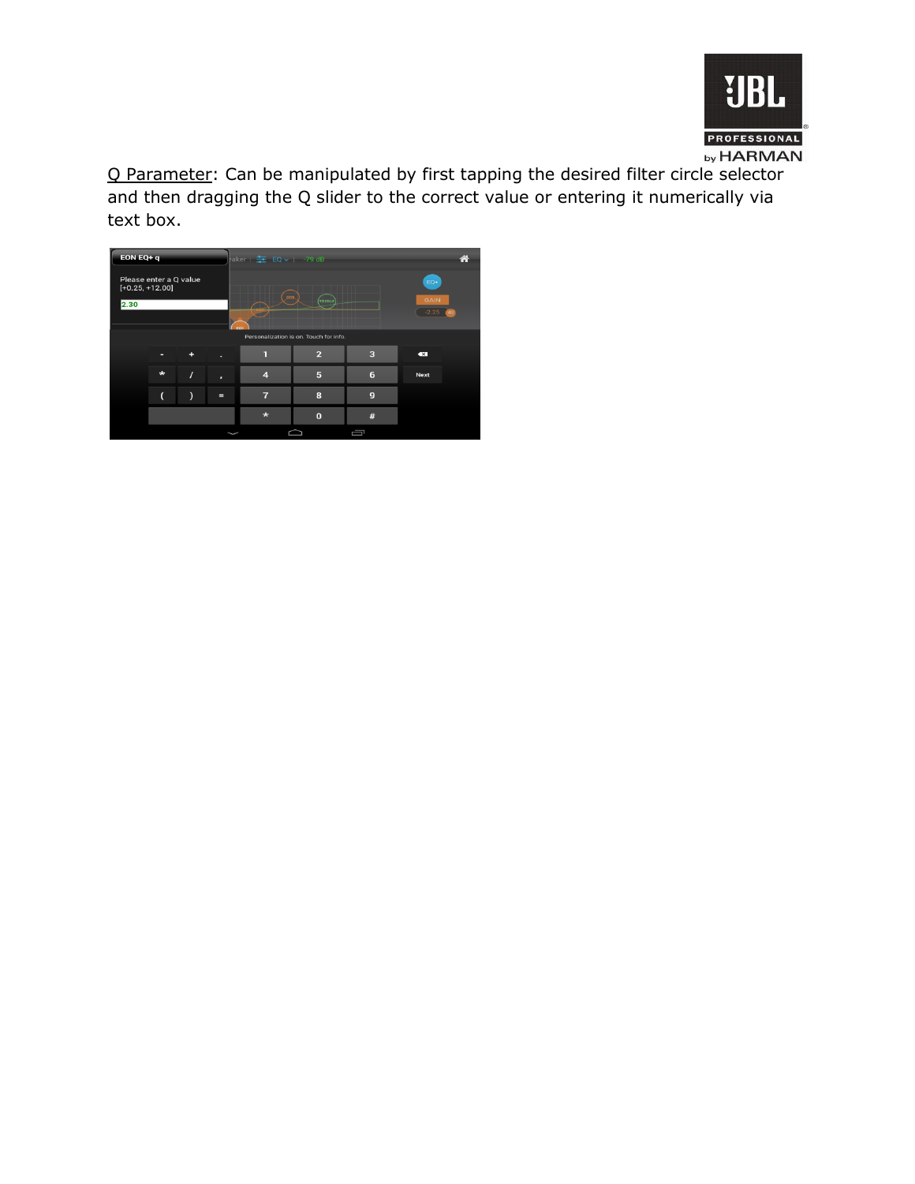<u>Q Parameter</u>: Can be manipulated by first tapping the desired filter circle selector and then dragging the Q slider to the correct value or entering it numerically via text box.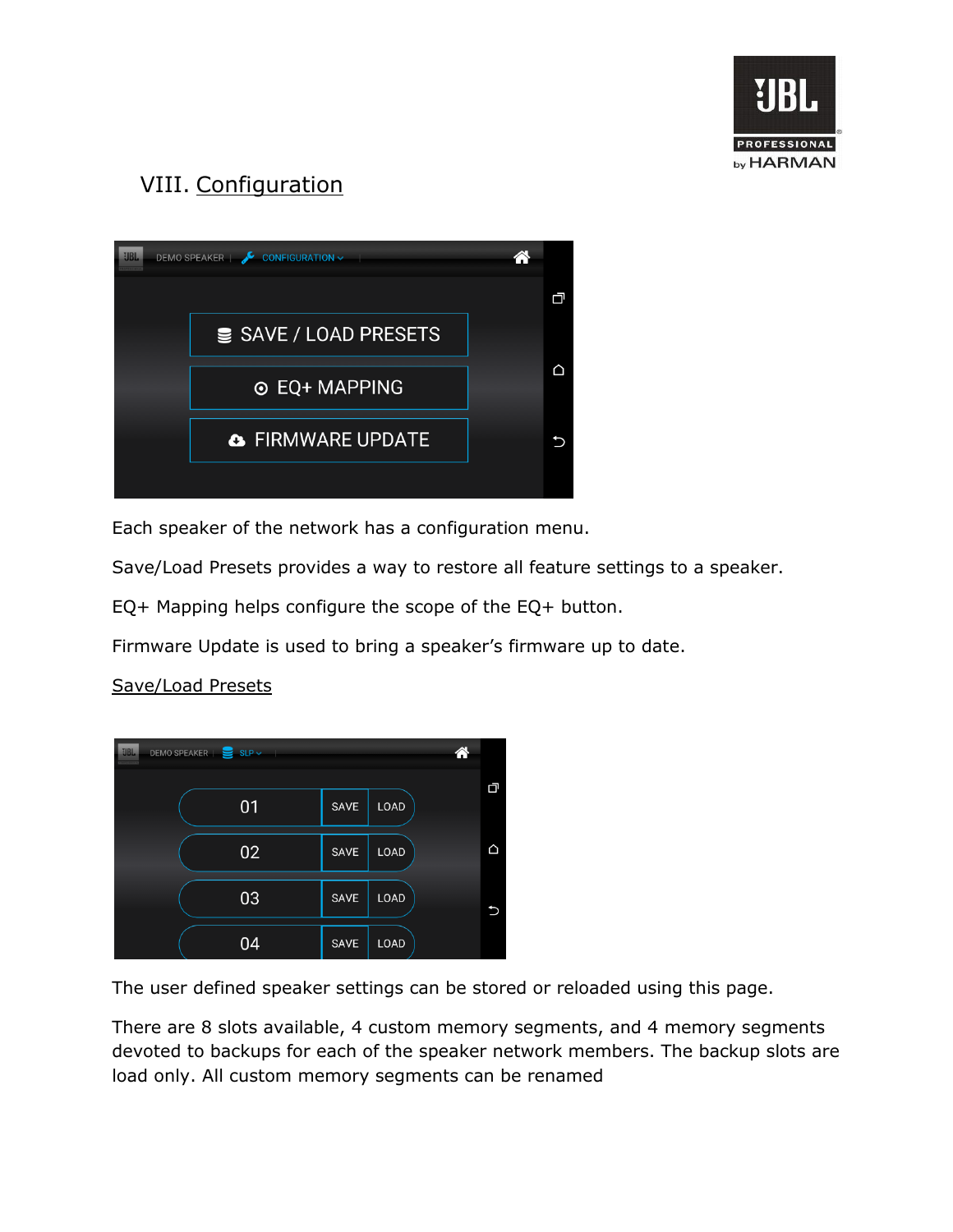# VIII. Configuration

Each speaker of the network has a configuration menu.

Save/Load Presets provides a way to restore all feature settings to a speaker.

EQ+ Mapping helps configure the scope of the EQ+ button.

Firmware Update is used to bring a speaker's firmware up to date.

## Save/Load Presets

The user defined speaker settings can be stored or reloaded using this page.

There are 8 slots available, 4 custom memory segments, and 4 memory segments devoted to backups for each of the speaker network members. The backup slots are load only. All custom memory segments can be renamed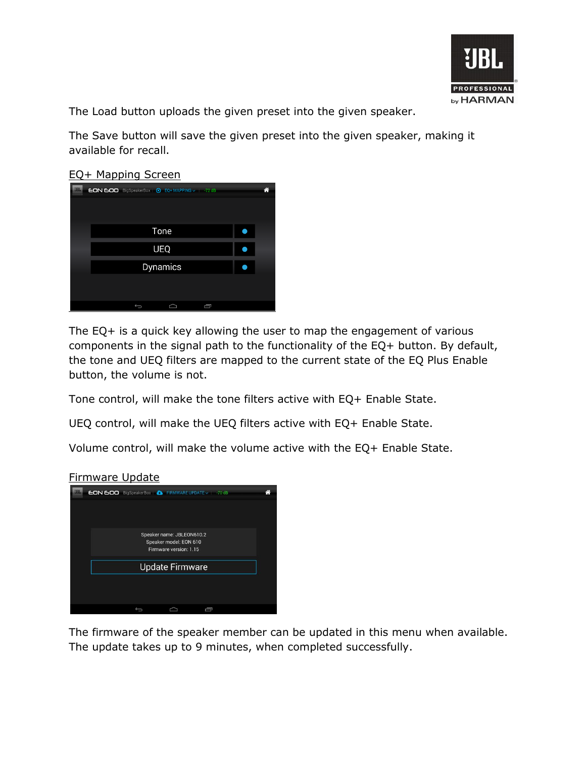The Load button uploads the given preset into the given speaker.

The Save button will save the given preset into the given speaker, making it available for recall.

<u>EQ+ Mapping Screen</u>

The EQ+ is a quick key allowing the user to map the engagement of various components in the signal path to the functionality of the EQ+ button. By default, the tone and UEQ filters are mapped to the current state of the EQ Plus Enable button, the volume is not.

Tone control, will make the tone filters active with EQ+ Enable State.

UEQ control, will make the UEQ filters active with EQ+ Enable State.

Volume control, will make the volume active with the EQ+ Enable State.

<u>Firmware Update</u>

The firmware of the speaker member can be updated in this menu when available. The update takes up to 9 minutes, when completed successfully.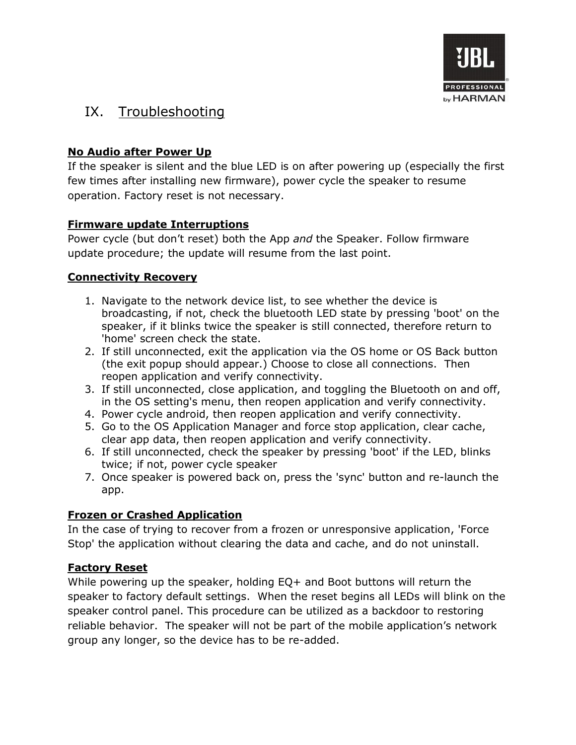# IX. Troubleshooting

**No Audio after Power Up**

If the speaker is silent and the blue LED is on after powering up (especially the first few times after installing new firmware), power cycle the speaker to resume operation. Factory reset is not necessary.

**Firmware update Interruptions**

Power cycle (but don't reset) both the App *and* the Speaker. Follow firmware update procedure; the update will resume from the last point.

**Connectivity Recovery**

1. Navigate to the network device list, to see whether the device is broadcasting, if not, check the bluetooth LED state by pressing 'boot' on the speaker, if it blinks twice the speaker is still connected, therefore return to 'home' screen check the state.
2. If still unconnected, exit the application via the OS home or OS Back button (the exit popup should appear.) Choose to close all connections. Then reopen application and verify connectivity.
3. If still unconnected, close application, and toggling the Bluetooth on and off, in the OS setting's menu, then reopen application and verify connectivity.
4. Power cycle android, then reopen application and verify connectivity.
5. Go to the OS Application Manager and force stop application, clear cache, clear app data, then reopen application and verify connectivity.
6. If still unconnected, check the speaker by pressing 'boot' if the LED, blinks twice; if not, power cycle speaker
7. Once speaker is powered back on, press the 'sync' button and re-launch the app.

**Frozen or Crashed Application**

In the case of trying to recover from a frozen or unresponsive application, 'Force Stop' the application without clearing the data and cache, and do not uninstall.

**Factory Reset**

While powering up the speaker, holding EQ+ and Boot buttons will return the speaker to factory default settings. When the reset begins all LEDs will blink on the speaker control panel. This procedure can be utilized as a backdoor to restoring reliable behavior. The speaker will not be part of the mobile application's network group any longer, so the device has to be re-added.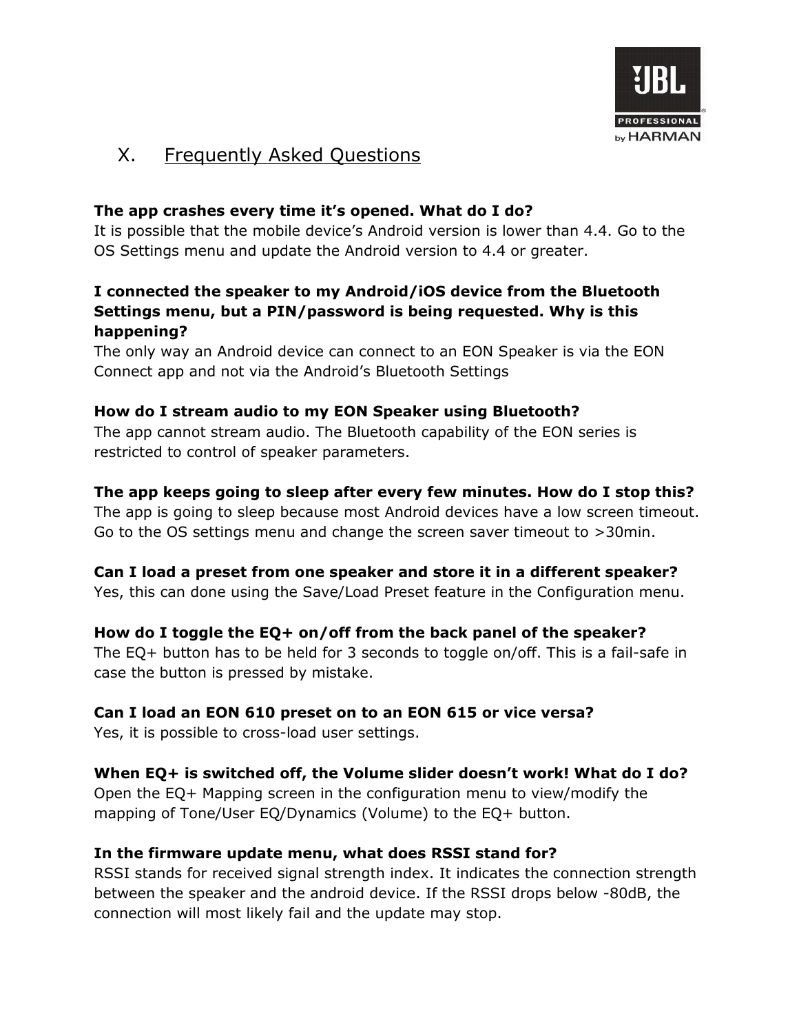# X. Frequently Asked Questions

**The app crashes every time it's opened. What do I do?**
It is possible that the mobile device's Android version is lower than 4.4. Go to the OS Settings menu and update the Android version to 4.4 or greater.

**I connected the speaker to my Android/iOS device from the Bluetooth Settings menu, but a PIN/password is being requested. Why is this happening?**
The only way an Android device can connect to an EON Speaker is via the EON Connect app and not via the Android's Bluetooth Settings

**How do I stream audio to my EON Speaker using Bluetooth?**
The app cannot stream audio. The Bluetooth capability of the EON series is restricted to control of speaker parameters.

**The app keeps going to sleep after every few minutes. How do I stop this?**
The app is going to sleep because most Android devices have a low screen timeout. Go to the OS settings menu and change the screen saver timeout to >30min.

**Can I load a preset from one speaker and store it in a different speaker?**
Yes, this can done using the Save/Load Preset feature in the Configuration menu.

**How do I toggle the EQ+ on/off from the back panel of the speaker?**
The EQ+ button has to be held for 3 seconds to toggle on/off. This is a fail-safe in case the button is pressed by mistake.

**Can I load an EON 610 preset on to an EON 615 or vice versa?**
Yes, it is possible to cross-load user settings.

**When EQ+ is switched off, the Volume slider doesn't work! What do I do?**
Open the EQ+ Mapping screen in the configuration menu to view/modify the mapping of Tone/User EQ/Dynamics (Volume) to the EQ+ button.

**In the firmware update menu, what does RSSI stand for?**
RSSI stands for received signal strength index. It indicates the connection strength between the speaker and the android device. If the RSSI drops below -80dB, the connection will most likely fail and the update may stop.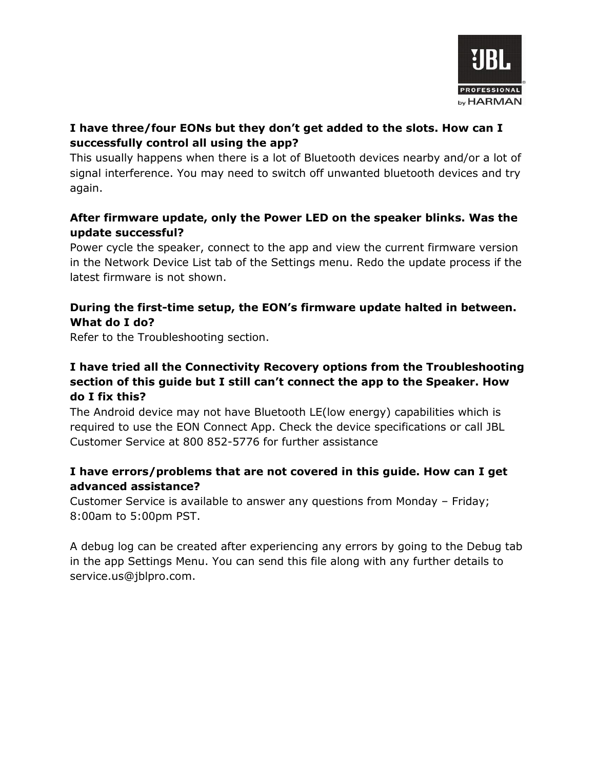**I have three/four EONs but they don't get added to the slots. How can I successfully control all using the app?**

This usually happens when there is a lot of Bluetooth devices nearby and/or a lot of signal interference. You may need to switch off unwanted bluetooth devices and try again.

**After firmware update, only the Power LED on the speaker blinks. Was the update successful?**

Power cycle the speaker, connect to the app and view the current firmware version in the Network Device List tab of the Settings menu. Redo the update process if the latest firmware is not shown.

**During the first-time setup, the EON's firmware update halted in between. What do I do?**

Refer to the Troubleshooting section.

**I have tried all the Connectivity Recovery options from the Troubleshooting section of this guide but I still can't connect the app to the Speaker. How do I fix this?**

The Android device may not have Bluetooth LE(low energy) capabilities which is required to use the EON Connect App. Check the device specifications or call JBL Customer Service at 800 852-5776 for further assistance

**I have errors/problems that are not covered in this guide. How can I get advanced assistance?**

Customer Service is available to answer any questions from Monday – Friday; 8:00am to 5:00pm PST.

A debug log can be created after experiencing any errors by going to the Debug tab in the app Settings Menu. You can send this file along with any further details to service.us@jblpro.com.